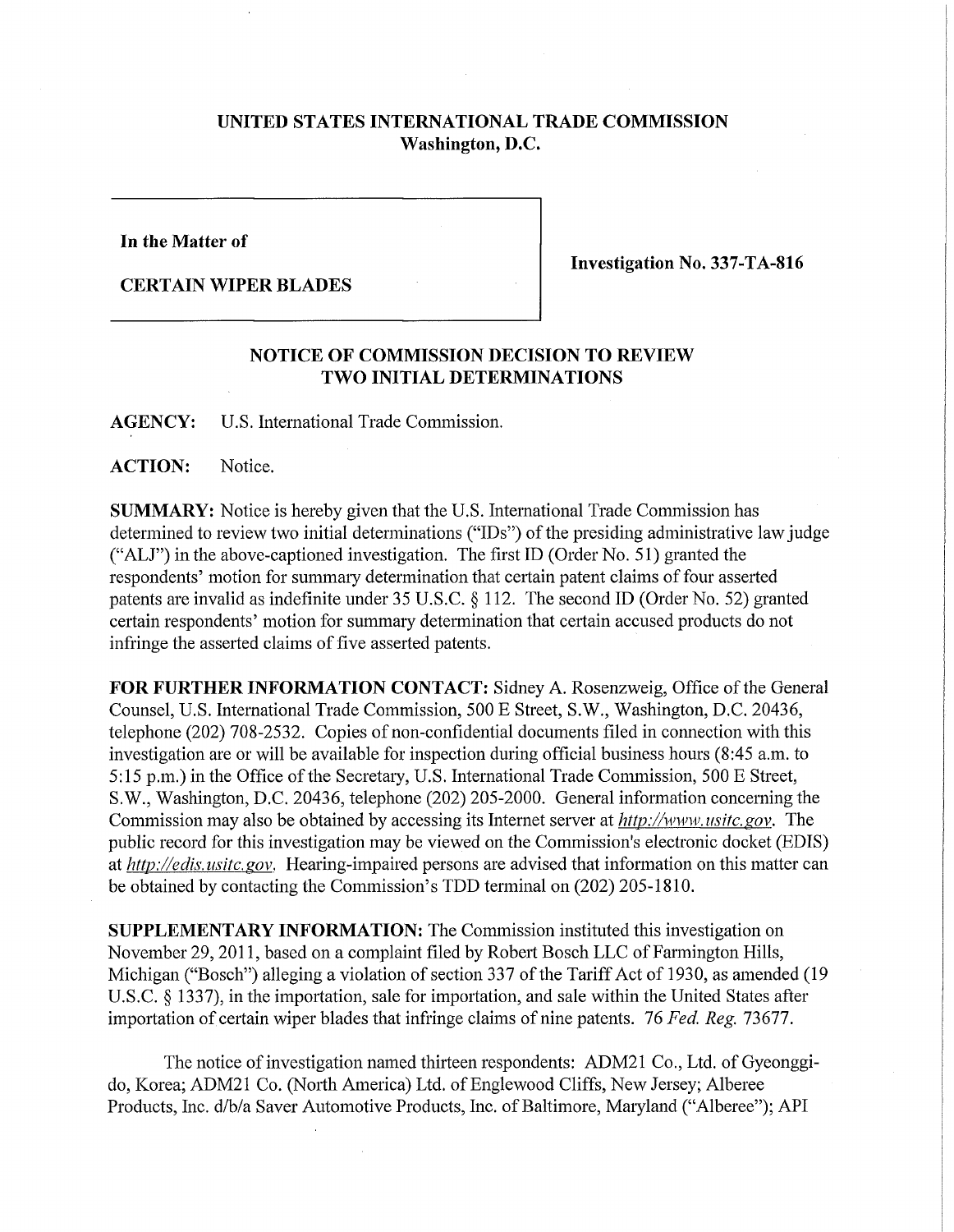# UNITED STATES INTERNATIONAL TRADE COMMISSION
## Washington, D.C.

| | |
|---|---|
| **In the Matter of**<br><br>**CERTAIN WIPER BLADES** | **Investigation No. 337-TA-816** |

## NOTICE OF COMMISSION DECISION TO REVIEW TWO INITIAL DETERMINATIONS

**AGENCY:** U.S. International Trade Commission.

**ACTION:** Notice.

**SUMMARY:** Notice is hereby given that the U.S. International Trade Commission has determined to review two initial determinations ("IDs") of the presiding administrative law judge ("ALJ") in the above-captioned investigation. The first ID (Order No. 51) granted the respondents' motion for summary determination that certain patent claims of four asserted patents are invalid as indefinite under 35 U.S.C. § 112. The second ID (Order No. 52) granted certain respondents' motion for summary determination that certain accused products do not infringe the asserted claims of five asserted patents.

**FOR FURTHER INFORMATION CONTACT:** Sidney A. Rosenzweig, Office of the General Counsel, U.S. International Trade Commission, 500 E Street, S.W., Washington, D.C. 20436, telephone (202) 708-2532. Copies of non-confidential documents filed in connection with this investigation are or will be available for inspection during official business hours (8:45 a.m. to 5:15 p.m.) in the Office of the Secretary, U.S. International Trade Commission, 500 E Street, S.W., Washington, D.C. 20436, telephone (202) 205-2000. General information concerning the Commission may also be obtained by accessing its Internet server at *http://www.usitc.gov*. The public record for this investigation may be viewed on the Commission's electronic docket (EDIS) at *http://edis.usitc.gov*. Hearing-impaired persons are advised that information on this matter can be obtained by contacting the Commission's TDD terminal on (202) 205-1810.

**SUPPLEMENTARY INFORMATION:** The Commission instituted this investigation on November 29, 2011, based on a complaint filed by Robert Bosch LLC of Farmington Hills, Michigan ("Bosch") alleging a violation of section 337 of the Tariff Act of 1930, as amended (19 U.S.C. § 1337), in the importation, sale for importation, and sale within the United States after importation of certain wiper blades that infringe claims of nine patents. 76 *Fed. Reg.* 73677.

The notice of investigation named thirteen respondents: ADM21 Co., Ltd. of Gyeonggi-do, Korea; ADM21 Co. (North America) Ltd. of Englewood Cliffs, New Jersey; Alberee Products, Inc. d/b/a Saver Automotive Products, Inc. of Baltimore, Maryland ("Alberee"); API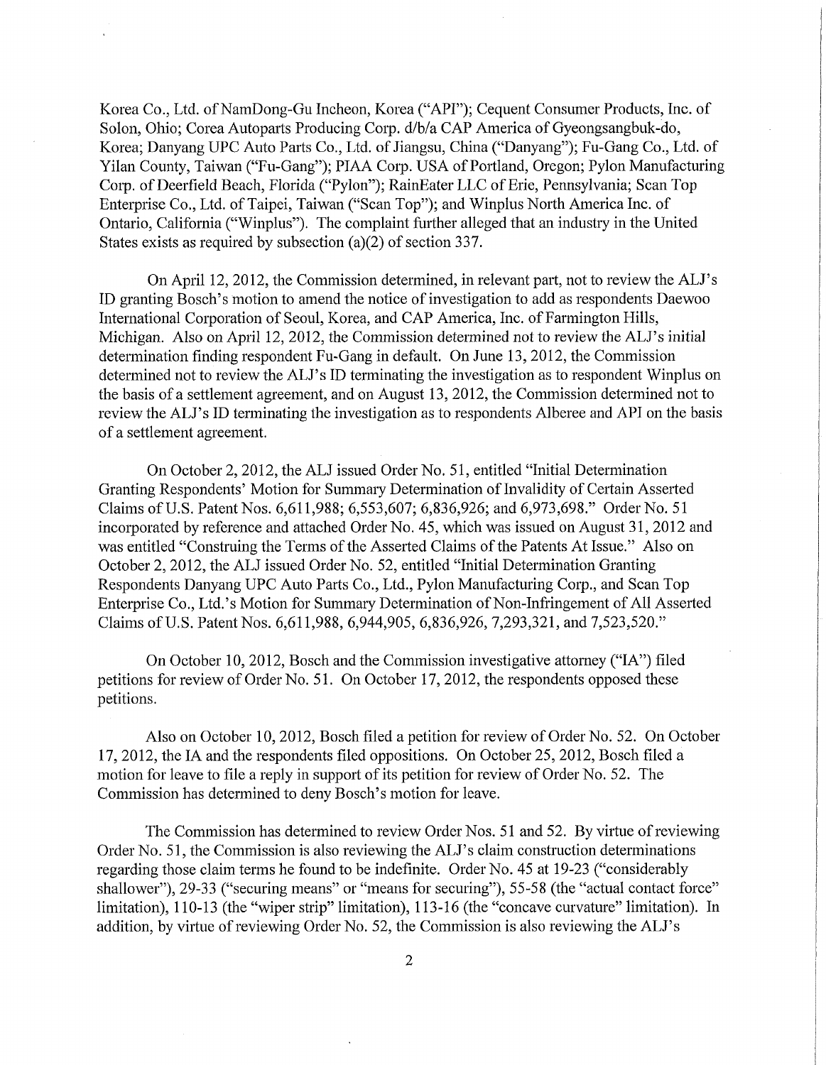Korea Co., Ltd. of NamDong-Gu Incheon, Korea ("API"); Cequent Consumer Products, Inc. of Solon, Ohio; Corea Autoparts Producing Corp. d/b/a CAP America of Gyeongsangbuk-do, Korea; Danyang UPC Auto Parts Co., Ltd. of Jiangsu, China ("Danyang"); Fu-Gang Co., Ltd. of Yilan County, Taiwan ("Fu-Gang"); PIAA Corp. USA of Portland, Oregon; Pylon Manufacturing Corp. of Deerfield Beach, Florida ("Pylon"); RainEater LLC of Erie, Pennsylvania; Scan Top Enterprise Co., Ltd. of Taipei, Taiwan ("Scan Top"); and Winplus North America Inc. of Ontario, California ("Winplus"). The complaint further alleged that an industry in the United States exists as required by subsection (a)(2) of section 337.

On April 12, 2012, the Commission determined, in relevant part, not to review the ALJ's ID granting Bosch's motion to amend the notice of investigation to add as respondents Daewoo International Corporation of Seoul, Korea, and CAP America, Inc. of Farmington Hills, Michigan. Also on April 12, 2012, the Commission determined not to review the ALJ's initial determination finding respondent Fu-Gang in default. On June 13, 2012, the Commission determined not to review the ALJ's ID terminating the investigation as to respondent Winplus on the basis of a settlement agreement, and on August 13, 2012, the Commission determined not to review the ALJ's ID terminating the investigation as to respondents Alberee and API on the basis of a settlement agreement.

On October 2, 2012, the ALJ issued Order No. 51, entitled "Initial Determination Granting Respondents' Motion for Summary Determination of Invalidity of Certain Asserted Claims of U.S. Patent Nos. 6,611,988; 6,553,607; 6,836,926; and 6,973,698." Order No. 51 incorporated by reference and attached Order No. 45, which was issued on August 31, 2012 and was entitled "Construing the Terms of the Asserted Claims of the Patents At Issue." Also on October 2, 2012, the ALJ issued Order No. 52, entitled "Initial Determination Granting Respondents Danyang UPC Auto Parts Co., Ltd., Pylon Manufacturing Corp., and Scan Top Enterprise Co., Ltd.'s Motion for Summary Determination of Non-Infringement of All Asserted Claims of U.S. Patent Nos. 6,611,988, 6,944,905, 6,836,926, 7,293,321, and 7,523,520."

On October 10, 2012, Bosch and the Commission investigative attorney ("IA") filed petitions for review of Order No. 51. On October 17, 2012, the respondents opposed these petitions.

Also on October 10, 2012, Bosch filed a petition for review of Order No. 52. On October 17, 2012, the IA and the respondents filed oppositions. On October 25, 2012, Bosch filed a motion for leave to file a reply in support of its petition for review of Order No. 52. The Commission has determined to deny Bosch's motion for leave.

The Commission has determined to review Order Nos. 51 and 52. By virtue of reviewing Order No. 51, the Commission is also reviewing the ALJ's claim construction determinations regarding those claim terms he found to be indefinite. Order No. 45 at 19-23 ("considerably shallower"), 29-33 ("securing means" or "means for securing"), 55-58 (the "actual contact force" limitation), 110-13 (the "wiper strip" limitation), 113-16 (the "concave curvature" limitation). In addition, by virtue of reviewing Order No. 52, the Commission is also reviewing the ALJ's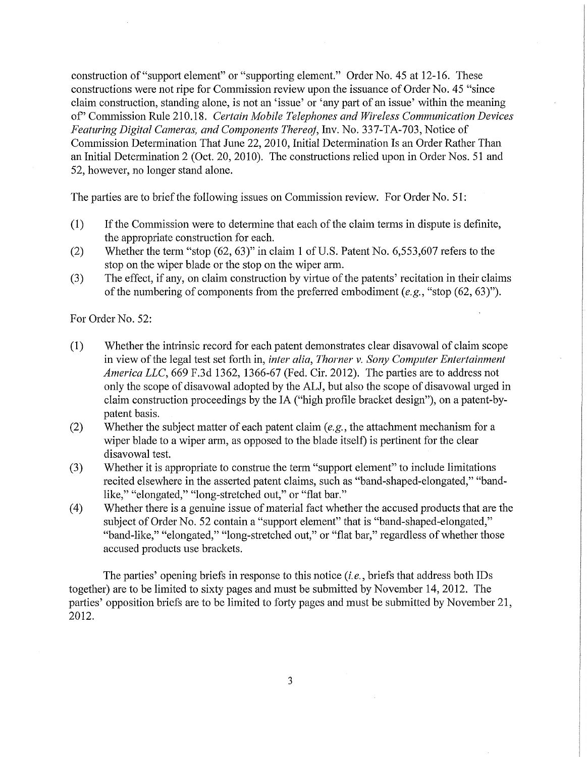construction of "support element" or "supporting element." Order No. 45 at 12-16. These constructions were not ripe for Commission review upon the issuance of Order No. 45 "since claim construction, standing alone, is not an 'issue' or 'any part of an issue' within the meaning of" Commission Rule 210.18. *Certain Mobile Telephones and Wireless Communication Devices Featuring Digital Cameras, and Components Thereof*, Inv. No. 337-TA-703, Notice of Commission Determination That June 22, 2010, Initial Determination Is an Order Rather Than an Initial Determination 2 (Oct. 20, 2010). The constructions relied upon in Order Nos. 51 and 52, however, no longer stand alone.

The parties are to brief the following issues on Commission review. For Order No. 51:

(1) If the Commission were to determine that each of the claim terms in dispute is definite, the appropriate construction for each.

(2) Whether the term "stop (62, 63)" in claim 1 of U.S. Patent No. 6,553,607 refers to the stop on the wiper blade or the stop on the wiper arm.

(3) The effect, if any, on claim construction by virtue of the patents' recitation in their claims of the numbering of components from the preferred embodiment (*e.g.*, "stop (62, 63)").

For Order No. 52:

(1) Whether the intrinsic record for each patent demonstrates clear disavowal of claim scope in view of the legal test set forth in, *inter alia*, *Thorner v. Sony Computer Entertainment America LLC*, 669 F.3d 1362, 1366-67 (Fed. Cir. 2012). The parties are to address not only the scope of disavowal adopted by the ALJ, but also the scope of disavowal urged in claim construction proceedings by the IA ("high profile bracket design"), on a patent-by-patent basis.

(2) Whether the subject matter of each patent claim (*e.g.*, the attachment mechanism for a wiper blade to a wiper arm, as opposed to the blade itself) is pertinent for the clear disavowal test.

(3) Whether it is appropriate to construe the term "support element" to include limitations recited elsewhere in the asserted patent claims, such as "band-shaped-elongated," "band-like," "elongated," "long-stretched out," or "flat bar."

(4) Whether there is a genuine issue of material fact whether the accused products that are the subject of Order No. 52 contain a "support element" that is "band-shaped-elongated," "band-like," "elongated," "long-stretched out," or "flat bar," regardless of whether those accused products use brackets.

The parties' opening briefs in response to this notice (*i.e.*, briefs that address both IDs together) are to be limited to sixty pages and must be submitted by November 14, 2012. The parties' opposition briefs are to be limited to forty pages and must be submitted by November 21, 2012.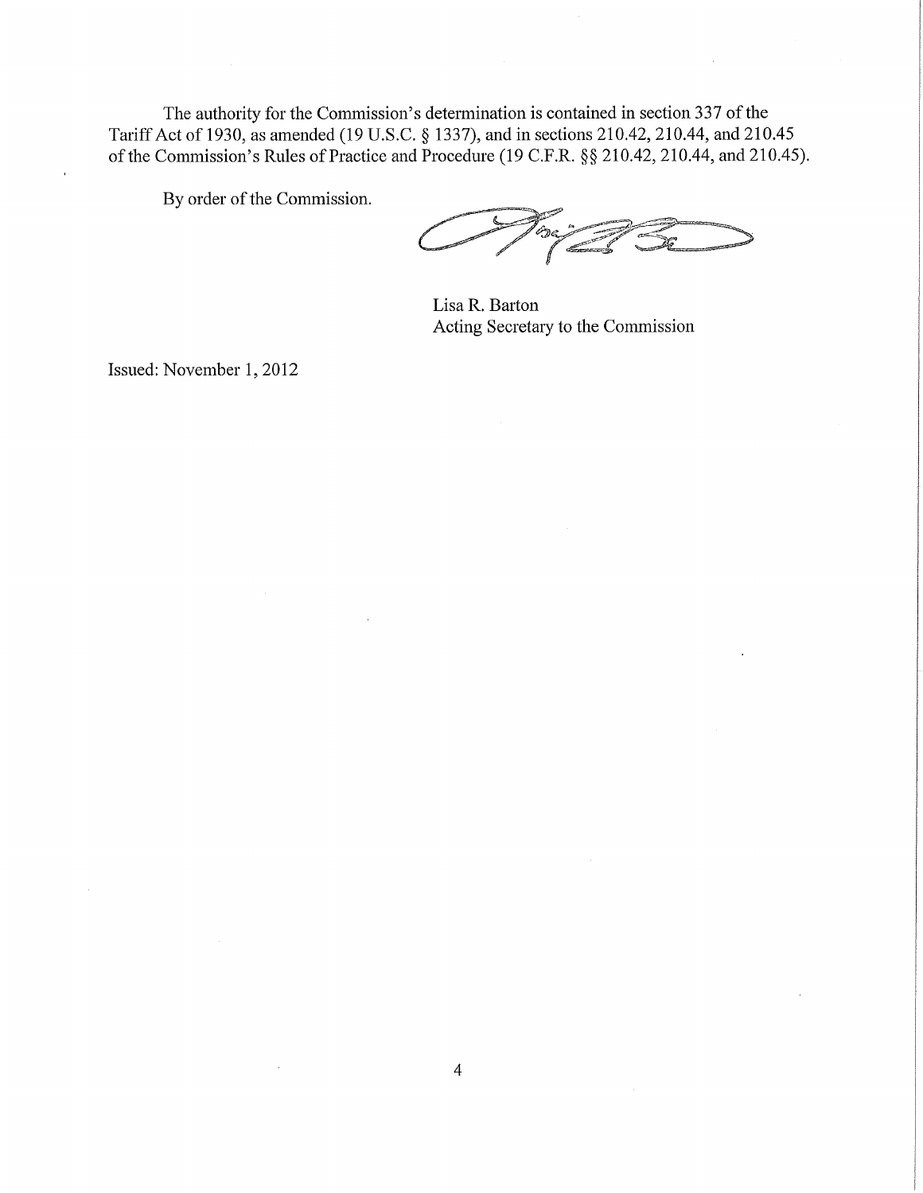The authority for the Commission's determination is contained in section 337 of the Tariff Act of 1930, as amended (19 U.S.C. § 1337), and in sections 210.42, 210.44, and 210.45 of the Commission's Rules of Practice and Procedure (19 C.F.R. §§ 210.42, 210.44, and 210.45).

By order of the Commission.

Lisa R. Barton
Acting Secretary to the Commission

Issued: November 1, 2012